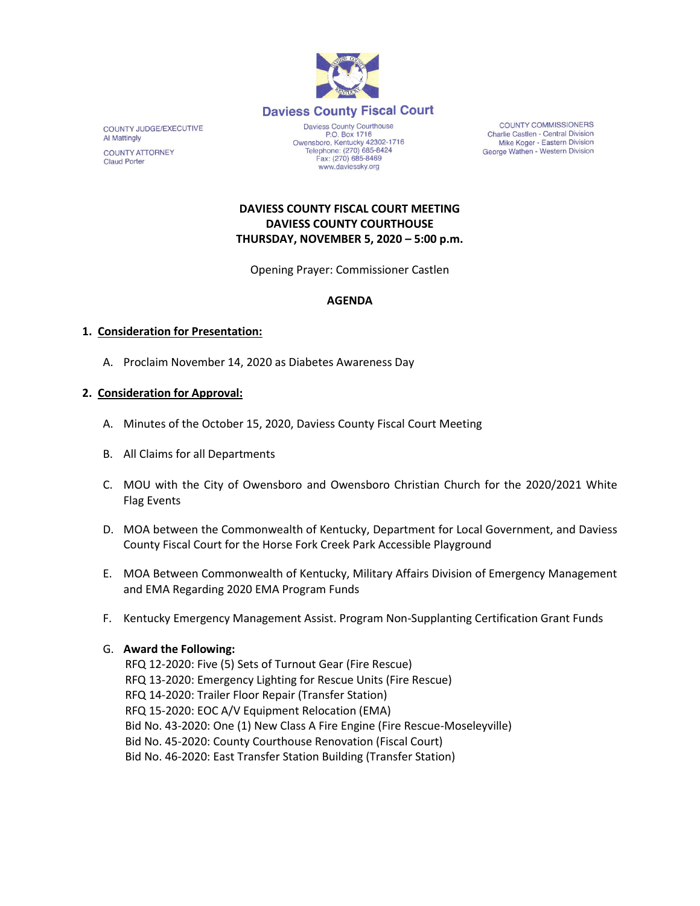**Daviess County Fiscal Court**

Daviess County Courthouse
P.O. Box 1716
Owensboro, Kentucky 42302-1716
Telephone: (270) 685-8424
Fax: (270) 685-8469
www.daviessky.org

COUNTY JUDGE/EXECUTIVE
Al Mattingly

COUNTY ATTORNEY
Claud Porter

COUNTY COMMISSIONERS
Charlie Castlen - Central Division
Mike Koger - Eastern Division
George Wathen - Western Division

**DAVIESS COUNTY FISCAL COURT MEETING**
**DAVIESS COUNTY COURTHOUSE**
**THURSDAY, NOVEMBER 5, 2020 – 5:00 p.m.**

Opening Prayer: Commissioner Castlen

**AGENDA**

1. **Consideration for Presentation:**

   A. Proclaim November 14, 2020 as Diabetes Awareness Day

2. **Consideration for Approval:**

   A. Minutes of the October 15, 2020, Daviess County Fiscal Court Meeting

   B. All Claims for all Departments

   C. MOU with the City of Owensboro and Owensboro Christian Church for the 2020/2021 White Flag Events

   D. MOA between the Commonwealth of Kentucky, Department for Local Government, and Daviess County Fiscal Court for the Horse Fork Creek Park Accessible Playground

   E. MOA Between Commonwealth of Kentucky, Military Affairs Division of Emergency Management and EMA Regarding 2020 EMA Program Funds

   F. Kentucky Emergency Management Assist. Program Non-Supplanting Certification Grant Funds

   G. **Award the Following:**
   RFQ 12-2020: Five (5) Sets of Turnout Gear (Fire Rescue)
   RFQ 13-2020: Emergency Lighting for Rescue Units (Fire Rescue)
   RFQ 14-2020: Trailer Floor Repair (Transfer Station)
   RFQ 15-2020: EOC A/V Equipment Relocation (EMA)
   Bid No. 43-2020: One (1) New Class A Fire Engine (Fire Rescue-Moseleyville)
   Bid No. 45-2020: County Courthouse Renovation (Fiscal Court)
   Bid No. 46-2020: East Transfer Station Building (Transfer Station)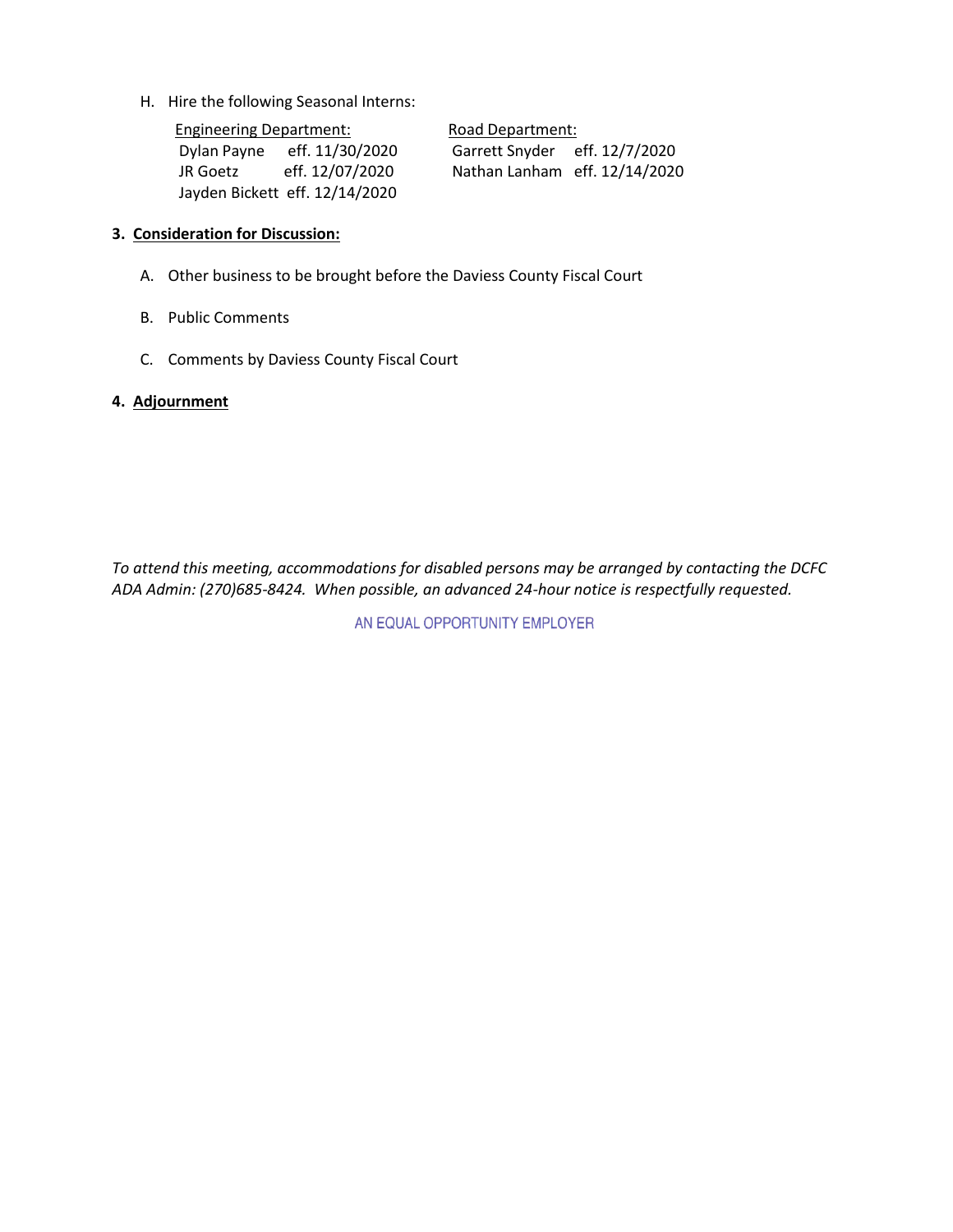H. Hire the following Seasonal Interns:

| Engineering Department: | | Road Department: | |
|---|---|---|---|
| Dylan Payne | eff. 11/30/2020 | Garrett Snyder | eff. 12/7/2020 |
| JR Goetz | eff. 12/07/2020 | Nathan Lanham | eff. 12/14/2020 |
| Jayden Bickett | eff. 12/14/2020 | | |

3. **Consideration for Discussion:**

   A. Other business to be brought before the Daviess County Fiscal Court

   B. Public Comments

   C. Comments by Daviess County Fiscal Court

4. **Adjournment**

*To attend this meeting, accommodations for disabled persons may be arranged by contacting the DCFC ADA Admin: (270)685-8424. When possible, an advanced 24-hour notice is respectfully requested.*

AN EQUAL OPPORTUNITY EMPLOYER